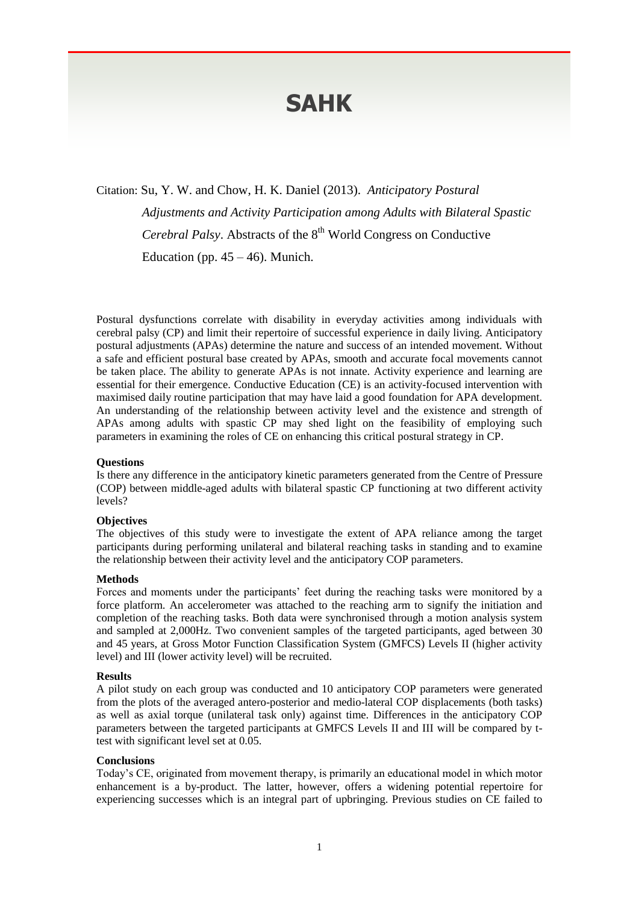# SAHK

Citation: Su, Y. W. and Chow, H. K. Daniel (2013). *Anticipatory Postural Adjustments and Activity Participation among Adults with Bilateral Spastic Cerebral Palsy*. Abstracts of the 8th World Congress on Conductive Education (pp. 45 – 46). Munich.

Postural dysfunctions correlate with disability in everyday activities among individuals with cerebral palsy (CP) and limit their repertoire of successful experience in daily living. Anticipatory postural adjustments (APAs) determine the nature and success of an intended movement. Without a safe and efficient postural base created by APAs, smooth and accurate focal movements cannot be taken place. The ability to generate APAs is not innate. Activity experience and learning are essential for their emergence. Conductive Education (CE) is an activity-focused intervention with maximised daily routine participation that may have laid a good foundation for APA development. An understanding of the relationship between activity level and the existence and strength of APAs among adults with spastic CP may shed light on the feasibility of employing such parameters in examining the roles of CE on enhancing this critical postural strategy in CP.

**Questions**

Is there any difference in the anticipatory kinetic parameters generated from the Centre of Pressure (COP) between middle-aged adults with bilateral spastic CP functioning at two different activity levels?

**Objectives**

The objectives of this study were to investigate the extent of APA reliance among the target participants during performing unilateral and bilateral reaching tasks in standing and to examine the relationship between their activity level and the anticipatory COP parameters.

**Methods**

Forces and moments under the participants' feet during the reaching tasks were monitored by a force platform. An accelerometer was attached to the reaching arm to signify the initiation and completion of the reaching tasks. Both data were synchronised through a motion analysis system and sampled at 2,000Hz. Two convenient samples of the targeted participants, aged between 30 and 45 years, at Gross Motor Function Classification System (GMFCS) Levels II (higher activity level) and III (lower activity level) will be recruited.

**Results**

A pilot study on each group was conducted and 10 anticipatory COP parameters were generated from the plots of the averaged antero-posterior and medio-lateral COP displacements (both tasks) as well as axial torque (unilateral task only) against time. Differences in the anticipatory COP parameters between the targeted participants at GMFCS Levels II and III will be compared by t-test with significant level set at 0.05.

**Conclusions**

Today's CE, originated from movement therapy, is primarily an educational model in which motor enhancement is a by-product. The latter, however, offers a widening potential repertoire for experiencing successes which is an integral part of upbringing. Previous studies on CE failed to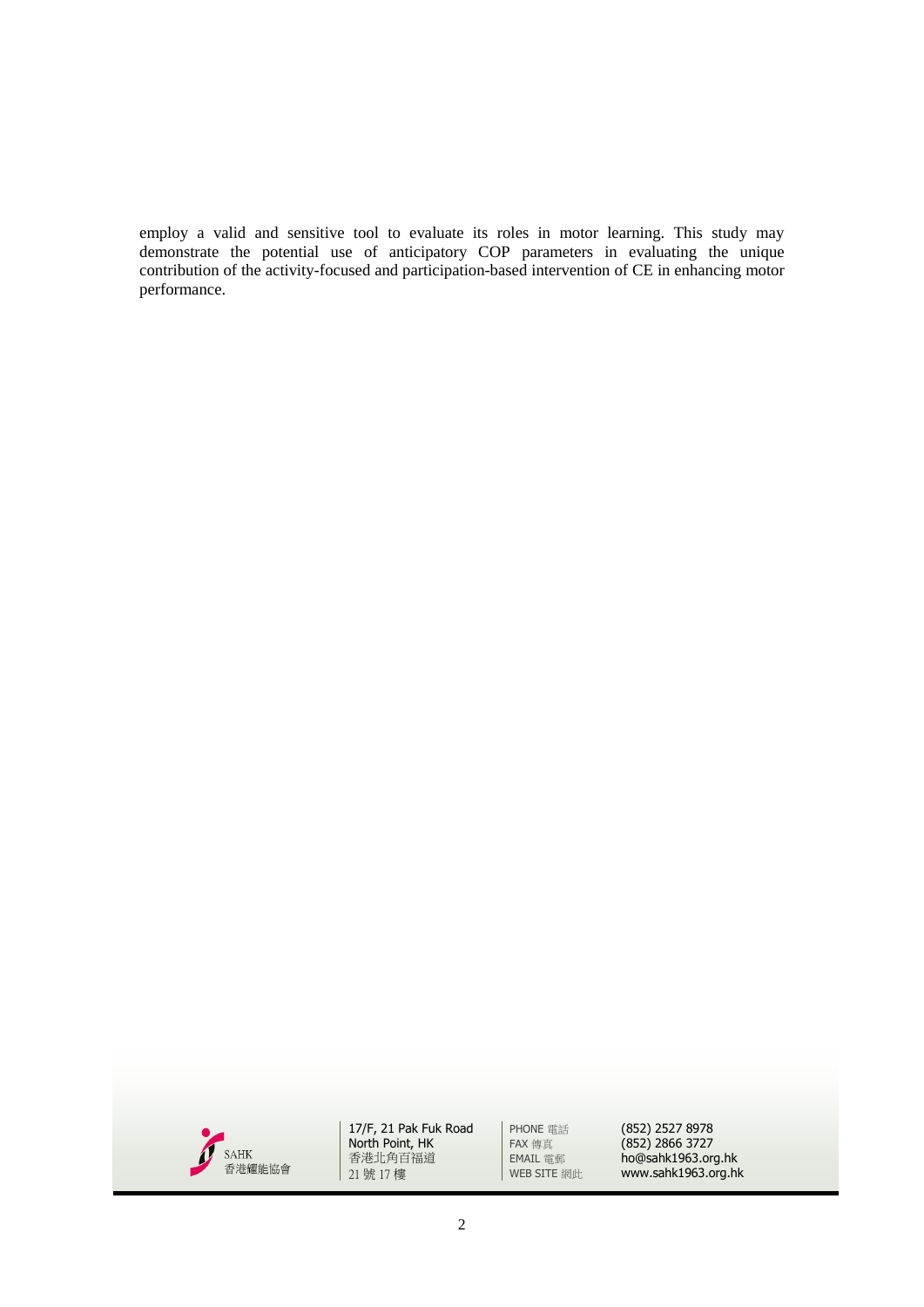employ a valid and sensitive tool to evaluate its roles in motor learning. This study may demonstrate the potential use of anticipatory COP parameters in evaluating the unique contribution of the activity-focused and participation-based intervention of CE in enhancing motor performance.